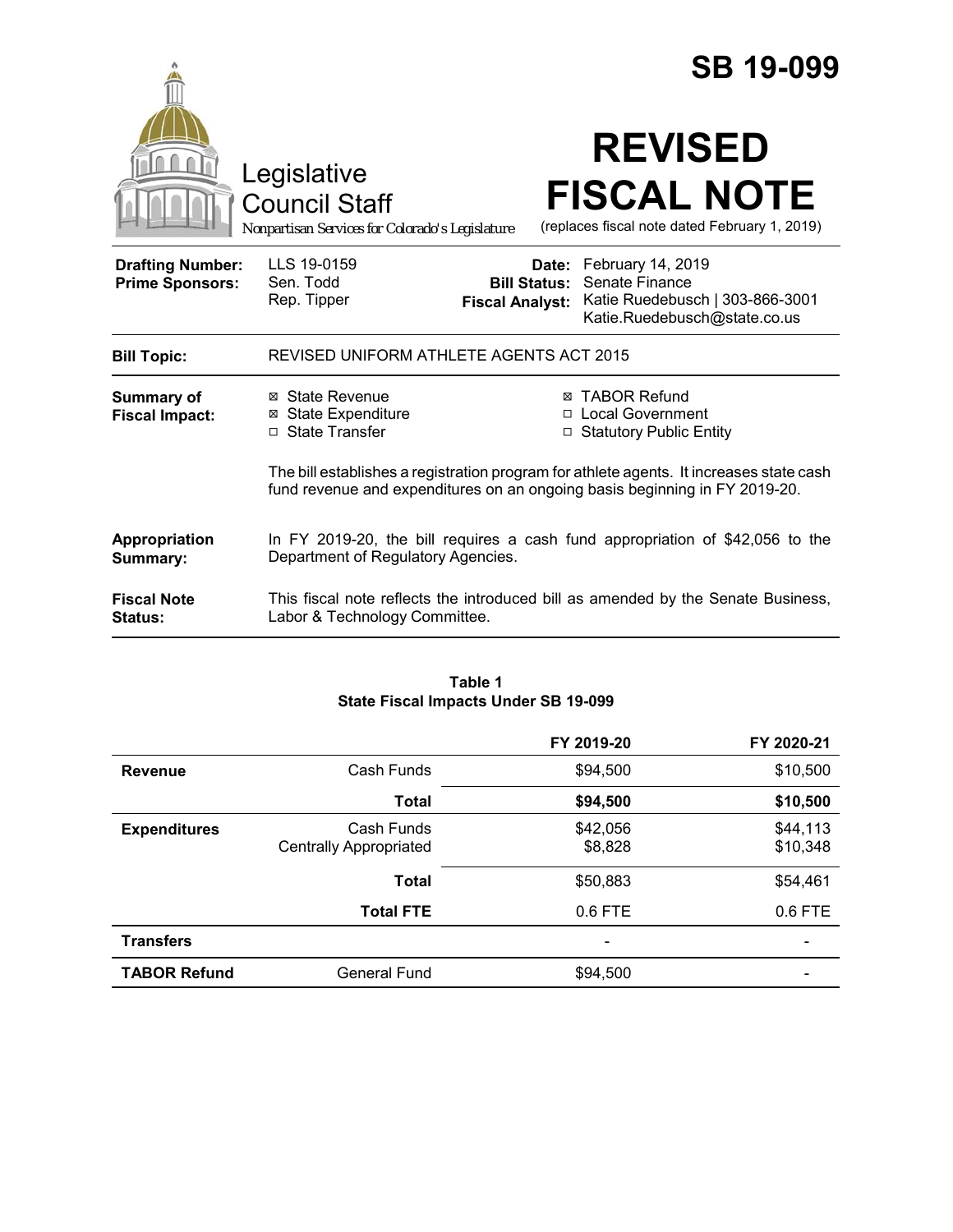# SB 19-099

Legislative Council Staff

Nonpartisan Services for Colorado's Legislature

# REVISED FISCAL NOTE

(replaces fiscal note dated February 1, 2019)

| | | | |
|---|---|---|---|
| **Drafting Number:** | LLS 19-0159 | **Date:** | February 14, 2019 |
| **Prime Sponsors:** | Sen. Todd<br>Rep. Tipper | **Bill Status:** | Senate Finance |
| | | **Fiscal Analyst:** | Katie Ruedebusch \| 303-866-3001<br>Katie.Ruedebusch@state.co.us |

| | |
|---|---|
| **Bill Topic:** | REVISED UNIFORM ATHLETE AGENTS ACT 2015 |
| **Summary of Fiscal Impact:** | ☒ State Revenue<br>☒ State Expenditure<br>☐ State Transfer<br>☒ TABOR Refund<br>☐ Local Government<br>☐ Statutory Public Entity<br><br>The bill establishes a registration program for athlete agents. It increases state cash fund revenue and expenditures on an ongoing basis beginning in FY 2019-20. |
| **Appropriation Summary:** | In FY 2019-20, the bill requires a cash fund appropriation of $42,056 to the Department of Regulatory Agencies. |
| **Fiscal Note Status:** | This fiscal note reflects the introduced bill as amended by the Senate Business, Labor & Technology Committee. |

**Table 1**
**State Fiscal Impacts Under SB 19-099**

| | | FY 2019-20 | FY 2020-21 |
|---|---|---|---|
| **Revenue** | Cash Funds | $94,500 | $10,500 |
| | **Total** | **$94,500** | **$10,500** |
| **Expenditures** | Cash Funds<br>Centrally Appropriated | $42,056<br>$8,828 | $44,113<br>$10,348 |
| | **Total** | $50,883 | $54,461 |
| | **Total FTE** | 0.6 FTE | 0.6 FTE |
| **Transfers** | | - | - |
| **TABOR Refund** | General Fund | $94,500 | - |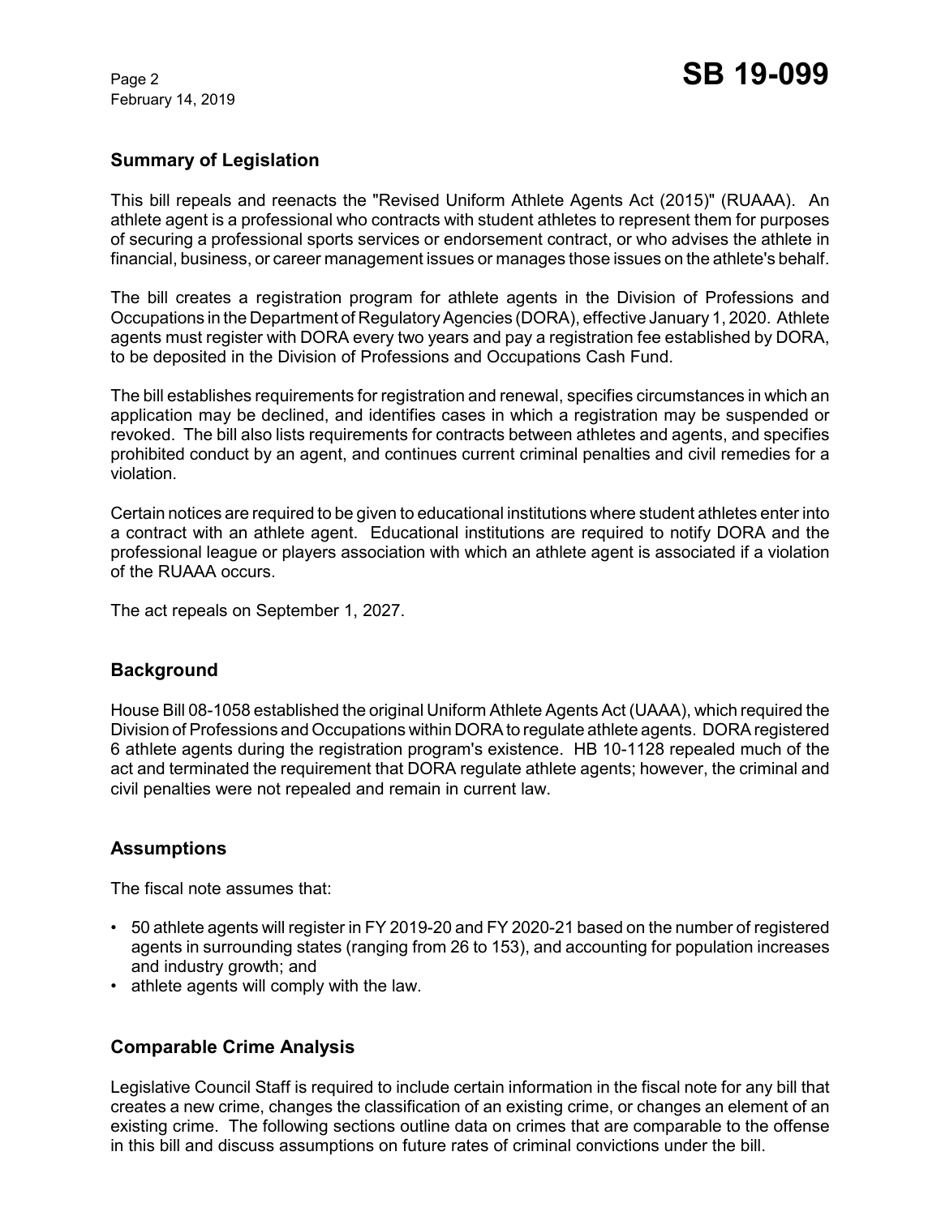## Summary of Legislation

This bill repeals and reenacts the "Revised Uniform Athlete Agents Act (2015)" (RUAAA). An athlete agent is a professional who contracts with student athletes to represent them for purposes of securing a professional sports services or endorsement contract, or who advises the athlete in financial, business, or career management issues or manages those issues on the athlete's behalf.

The bill creates a registration program for athlete agents in the Division of Professions and Occupations in the Department of Regulatory Agencies (DORA), effective January 1, 2020. Athlete agents must register with DORA every two years and pay a registration fee established by DORA, to be deposited in the Division of Professions and Occupations Cash Fund.

The bill establishes requirements for registration and renewal, specifies circumstances in which an application may be declined, and identifies cases in which a registration may be suspended or revoked. The bill also lists requirements for contracts between athletes and agents, and specifies prohibited conduct by an agent, and continues current criminal penalties and civil remedies for a violation.

Certain notices are required to be given to educational institutions where student athletes enter into a contract with an athlete agent. Educational institutions are required to notify DORA and the professional league or players association with which an athlete agent is associated if a violation of the RUAAA occurs.

The act repeals on September 1, 2027.

## Background

House Bill 08-1058 established the original Uniform Athlete Agents Act (UAAA), which required the Division of Professions and Occupations within DORA to regulate athlete agents. DORA registered 6 athlete agents during the registration program's existence. HB 10-1128 repealed much of the act and terminated the requirement that DORA regulate athlete agents; however, the criminal and civil penalties were not repealed and remain in current law.

## Assumptions

The fiscal note assumes that:

- 50 athlete agents will register in FY 2019-20 and FY 2020-21 based on the number of registered agents in surrounding states (ranging from 26 to 153), and accounting for population increases and industry growth; and
- athlete agents will comply with the law.

## Comparable Crime Analysis

Legislative Council Staff is required to include certain information in the fiscal note for any bill that creates a new crime, changes the classification of an existing crime, or changes an element of an existing crime. The following sections outline data on crimes that are comparable to the offense in this bill and discuss assumptions on future rates of criminal convictions under the bill.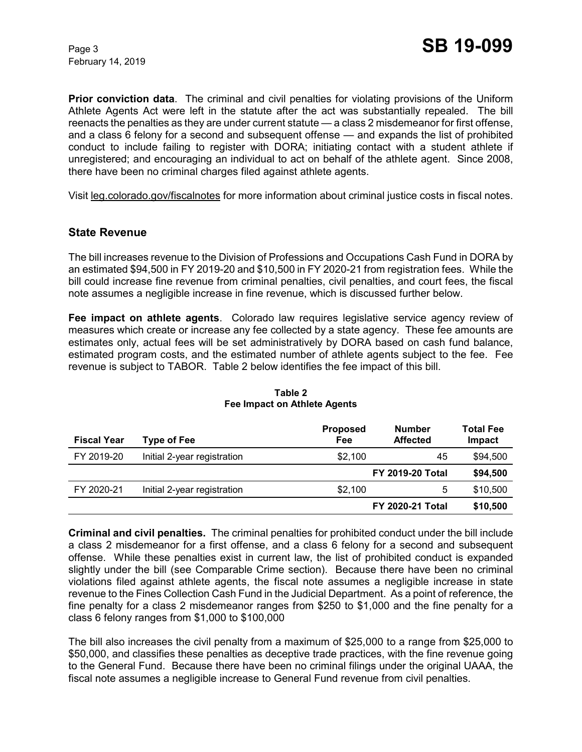**Prior conviction data**. The criminal and civil penalties for violating provisions of the Uniform Athlete Agents Act were left in the statute after the act was substantially repealed. The bill reenacts the penalties as they are under current statute — a class 2 misdemeanor for first offense, and a class 6 felony for a second and subsequent offense — and expands the list of prohibited conduct to include failing to register with DORA; initiating contact with a student athlete if unregistered; and encouraging an individual to act on behalf of the athlete agent. Since 2008, there have been no criminal charges filed against athlete agents.

Visit leg.colorado.gov/fiscalnotes for more information about criminal justice costs in fiscal notes.

## State Revenue

The bill increases revenue to the Division of Professions and Occupations Cash Fund in DORA by an estimated $94,500 in FY 2019-20 and $10,500 in FY 2020-21 from registration fees. While the bill could increase fine revenue from criminal penalties, civil penalties, and court fees, the fiscal note assumes a negligible increase in fine revenue, which is discussed further below.

**Fee impact on athlete agents**. Colorado law requires legislative service agency review of measures which create or increase any fee collected by a state agency. These fee amounts are estimates only, actual fees will be set administratively by DORA based on cash fund balance, estimated program costs, and the estimated number of athlete agents subject to the fee. Fee revenue is subject to TABOR. Table 2 below identifies the fee impact of this bill.

**Table 2**
**Fee Impact on Athlete Agents**

| Fiscal Year | Type of Fee | Proposed Fee | Number Affected | Total Fee Impact |
|---|---|---|---|---|
| FY 2019-20 | Initial 2-year registration | $2,100 | 45 | $94,500 |
| | | | **FY 2019-20 Total** | **$94,500** |
| FY 2020-21 | Initial 2-year registration | $2,100 | 5 | $10,500 |
| | | | **FY 2020-21 Total** | **$10,500** |

**Criminal and civil penalties.** The criminal penalties for prohibited conduct under the bill include a class 2 misdemeanor for a first offense, and a class 6 felony for a second and subsequent offense. While these penalties exist in current law, the list of prohibited conduct is expanded slightly under the bill (see Comparable Crime section). Because there have been no criminal violations filed against athlete agents, the fiscal note assumes a negligible increase in state revenue to the Fines Collection Cash Fund in the Judicial Department. As a point of reference, the fine penalty for a class 2 misdemeanor ranges from $250 to $1,000 and the fine penalty for a class 6 felony ranges from $1,000 to $100,000

The bill also increases the civil penalty from a maximum of $25,000 to a range from $25,000 to $50,000, and classifies these penalties as deceptive trade practices, with the fine revenue going to the General Fund. Because there have been no criminal filings under the original UAAA, the fiscal note assumes a negligible increase to General Fund revenue from civil penalties.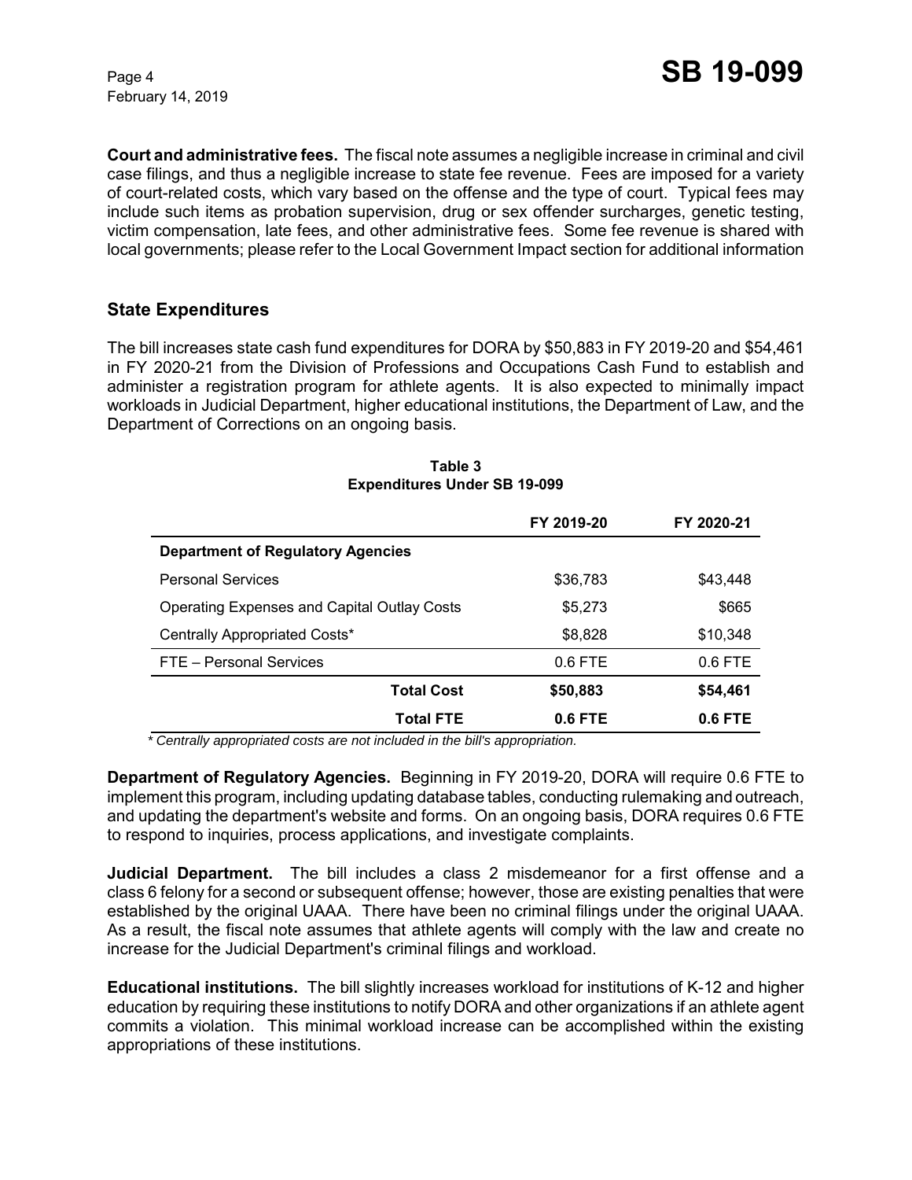**Court and administrative fees.** The fiscal note assumes a negligible increase in criminal and civil case filings, and thus a negligible increase to state fee revenue. Fees are imposed for a variety of court-related costs, which vary based on the offense and the type of court. Typical fees may include such items as probation supervision, drug or sex offender surcharges, genetic testing, victim compensation, late fees, and other administrative fees. Some fee revenue is shared with local governments; please refer to the Local Government Impact section for additional information

## State Expenditures

The bill increases state cash fund expenditures for DORA by $50,883 in FY 2019-20 and $54,461 in FY 2020-21 from the Division of Professions and Occupations Cash Fund to establish and administer a registration program for athlete agents. It is also expected to minimally impact workloads in Judicial Department, higher educational institutions, the Department of Law, and the Department of Corrections on an ongoing basis.

**Table 3**
**Expenditures Under SB 19-099**

| | FY 2019-20 | FY 2020-21 |
|---|---|---|
| **Department of Regulatory Agencies** | | |
| Personal Services | $36,783 | $43,448 |
| Operating Expenses and Capital Outlay Costs | $5,273 | $665 |
| Centrally Appropriated Costs* | $8,828 | $10,348 |
| FTE – Personal Services | 0.6 FTE | 0.6 FTE |
| **Total Cost** | **$50,883** | **$54,461** |
| **Total FTE** | **0.6 FTE** | **0.6 FTE** |

*\* Centrally appropriated costs are not included in the bill's appropriation.*

**Department of Regulatory Agencies.** Beginning in FY 2019-20, DORA will require 0.6 FTE to implement this program, including updating database tables, conducting rulemaking and outreach, and updating the department's website and forms. On an ongoing basis, DORA requires 0.6 FTE to respond to inquiries, process applications, and investigate complaints.

**Judicial Department.** The bill includes a class 2 misdemeanor for a first offense and a class 6 felony for a second or subsequent offense; however, those are existing penalties that were established by the original UAAA. There have been no criminal filings under the original UAAA. As a result, the fiscal note assumes that athlete agents will comply with the law and create no increase for the Judicial Department's criminal filings and workload.

**Educational institutions.** The bill slightly increases workload for institutions of K-12 and higher education by requiring these institutions to notify DORA and other organizations if an athlete agent commits a violation. This minimal workload increase can be accomplished within the existing appropriations of these institutions.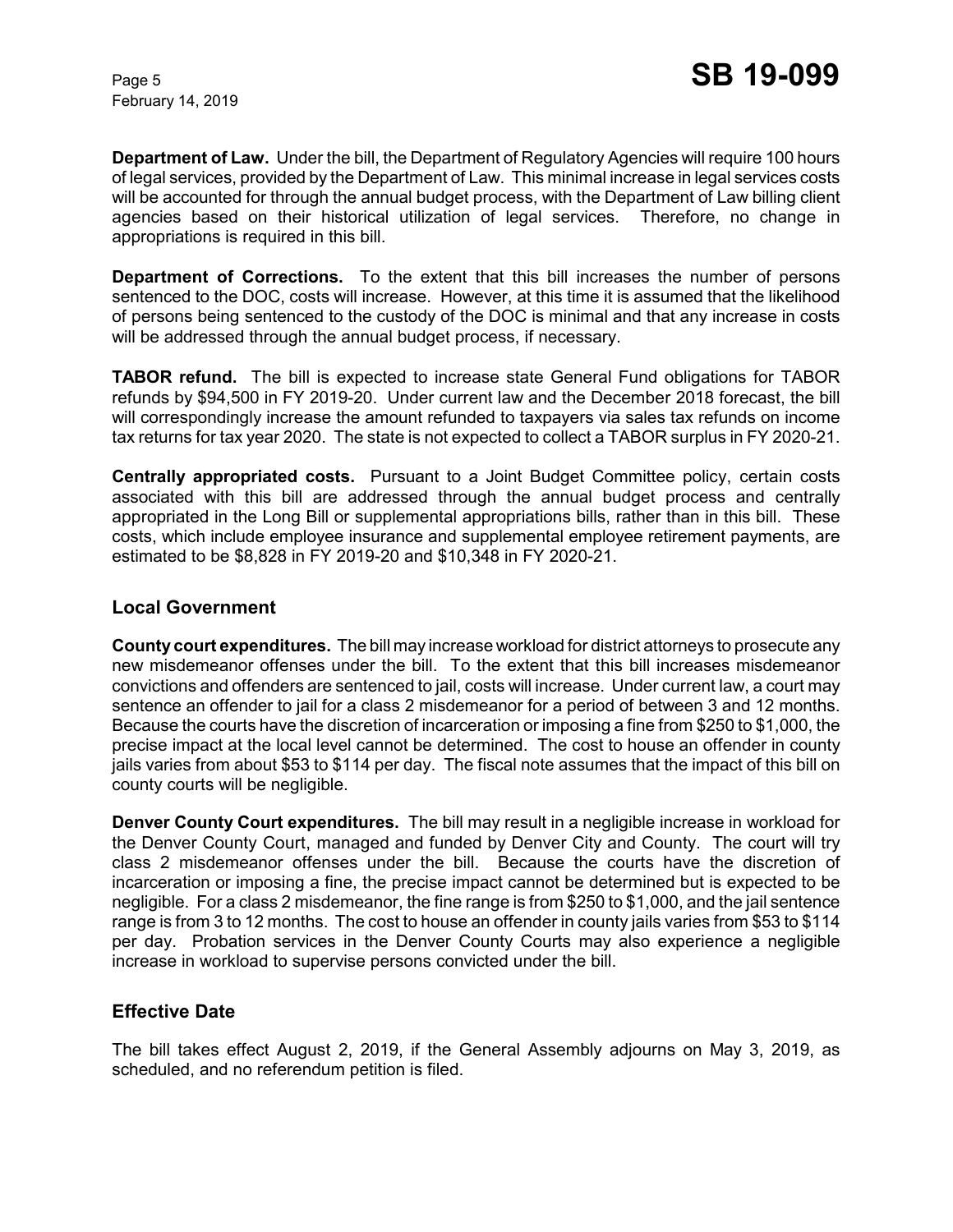**Department of Law.** Under the bill, the Department of Regulatory Agencies will require 100 hours of legal services, provided by the Department of Law. This minimal increase in legal services costs will be accounted for through the annual budget process, with the Department of Law billing client agencies based on their historical utilization of legal services. Therefore, no change in appropriations is required in this bill.

**Department of Corrections.** To the extent that this bill increases the number of persons sentenced to the DOC, costs will increase. However, at this time it is assumed that the likelihood of persons being sentenced to the custody of the DOC is minimal and that any increase in costs will be addressed through the annual budget process, if necessary.

**TABOR refund.** The bill is expected to increase state General Fund obligations for TABOR refunds by $94,500 in FY 2019-20. Under current law and the December 2018 forecast, the bill will correspondingly increase the amount refunded to taxpayers via sales tax refunds on income tax returns for tax year 2020. The state is not expected to collect a TABOR surplus in FY 2020-21.

**Centrally appropriated costs.** Pursuant to a Joint Budget Committee policy, certain costs associated with this bill are addressed through the annual budget process and centrally appropriated in the Long Bill or supplemental appropriations bills, rather than in this bill. These costs, which include employee insurance and supplemental employee retirement payments, are estimated to be $8,828 in FY 2019-20 and $10,348 in FY 2020-21.

## Local Government

**County court expenditures.** The bill may increase workload for district attorneys to prosecute any new misdemeanor offenses under the bill. To the extent that this bill increases misdemeanor convictions and offenders are sentenced to jail, costs will increase. Under current law, a court may sentence an offender to jail for a class 2 misdemeanor for a period of between 3 and 12 months. Because the courts have the discretion of incarceration or imposing a fine from $250 to $1,000, the precise impact at the local level cannot be determined. The cost to house an offender in county jails varies from about $53 to $114 per day. The fiscal note assumes that the impact of this bill on county courts will be negligible.

**Denver County Court expenditures.** The bill may result in a negligible increase in workload for the Denver County Court, managed and funded by Denver City and County. The court will try class 2 misdemeanor offenses under the bill. Because the courts have the discretion of incarceration or imposing a fine, the precise impact cannot be determined but is expected to be negligible. For a class 2 misdemeanor, the fine range is from $250 to $1,000, and the jail sentence range is from 3 to 12 months. The cost to house an offender in county jails varies from $53 to $114 per day. Probation services in the Denver County Courts may also experience a negligible increase in workload to supervise persons convicted under the bill.

## Effective Date

The bill takes effect August 2, 2019, if the General Assembly adjourns on May 3, 2019, as scheduled, and no referendum petition is filed.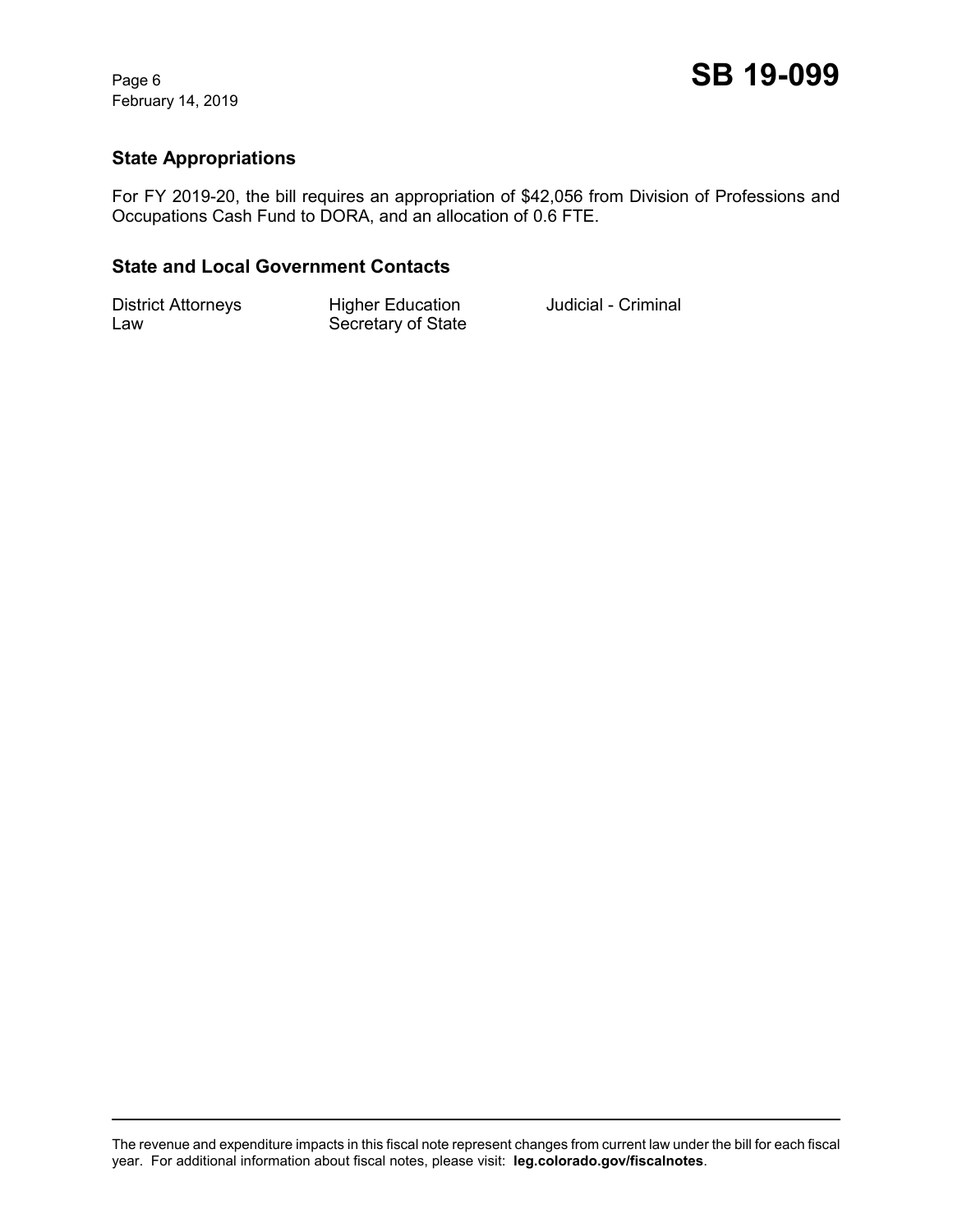## State Appropriations

For FY 2019-20, the bill requires an appropriation of $42,056 from Division of Professions and Occupations Cash Fund to DORA, and an allocation of 0.6 FTE.

## State and Local Government Contacts

| | | |
|---|---|---|
| District Attorneys | Higher Education | Judicial - Criminal |
| Law | Secretary of State | |

The revenue and expenditure impacts in this fiscal note represent changes from current law under the bill for each fiscal year. For additional information about fiscal notes, please visit: **leg.colorado.gov/fiscalnotes**.